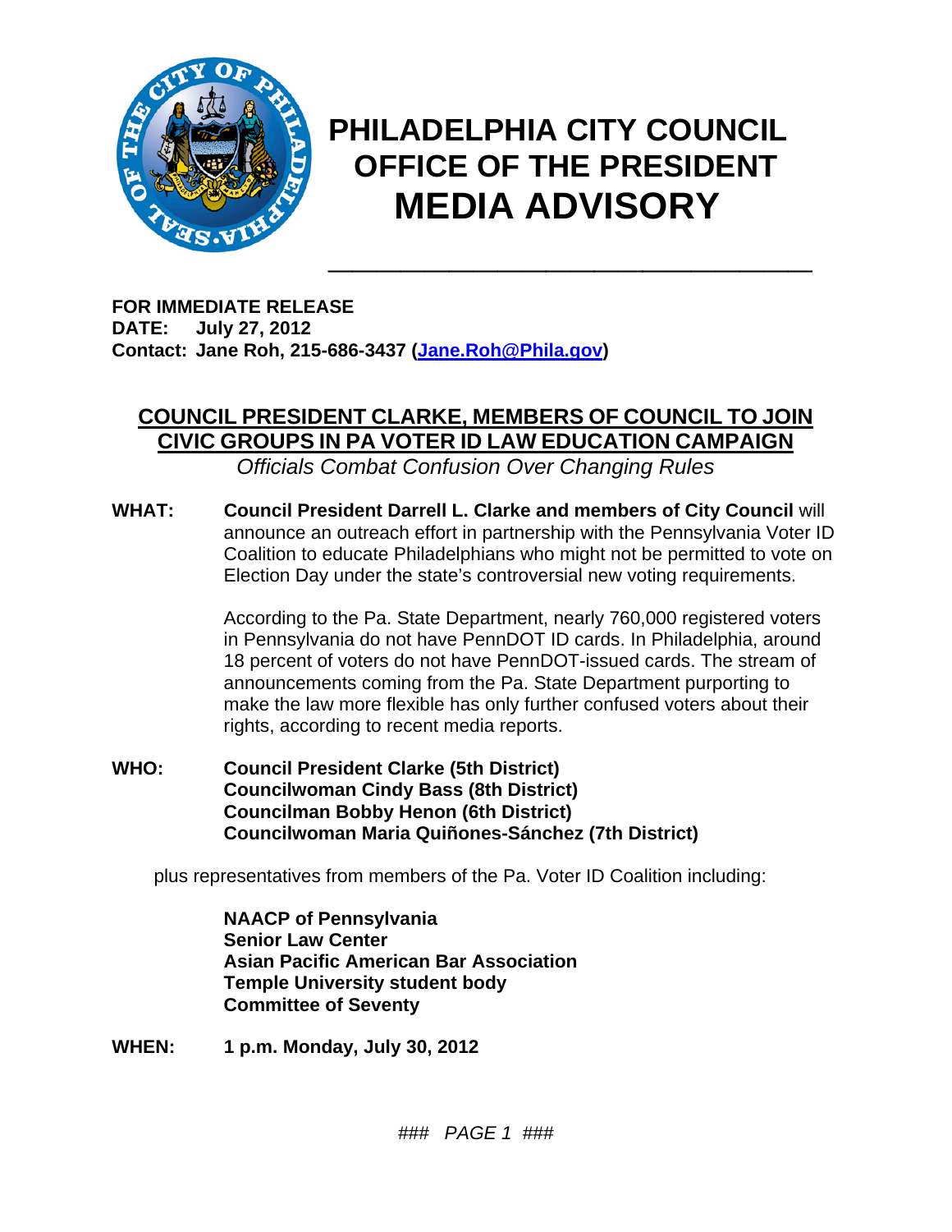# PHILADELPHIA CITY COUNCIL
# OFFICE OF THE PRESIDENT
# MEDIA ADVISORY

**FOR IMMEDIATE RELEASE**
**DATE: July 27, 2012**
**Contact: Jane Roh, 215-686-3437 ([Jane.Roh@Phila.gov](mailto:Jane.Roh@Phila.gov))**

## COUNCIL PRESIDENT CLARKE, MEMBERS OF COUNCIL TO JOIN CIVIC GROUPS IN PA VOTER ID LAW EDUCATION CAMPAIGN

*Officials Combat Confusion Over Changing Rules*

**WHAT:** **Council President Darrell L. Clarke and members of City Council** will announce an outreach effort in partnership with the Pennsylvania Voter ID Coalition to educate Philadelphians who might not be permitted to vote on Election Day under the state's controversial new voting requirements.

According to the Pa. State Department, nearly 760,000 registered voters in Pennsylvania do not have PennDOT ID cards. In Philadelphia, around 18 percent of voters do not have PennDOT-issued cards. The stream of announcements coming from the Pa. State Department purporting to make the law more flexible has only further confused voters about their rights, according to recent media reports.

**WHO:** **Council President Clarke (5th District)**
**Councilwoman Cindy Bass (8th District)**
**Councilman Bobby Henon (6th District)**
**Councilwoman Maria Quiñones-Sánchez (7th District)**

plus representatives from members of the Pa. Voter ID Coalition including:

**NAACP of Pennsylvania**
**Senior Law Center**
**Asian Pacific American Bar Association**
**Temple University student body**
**Committee of Seventy**

**WHEN:** **1 p.m. Monday, July 30, 2012**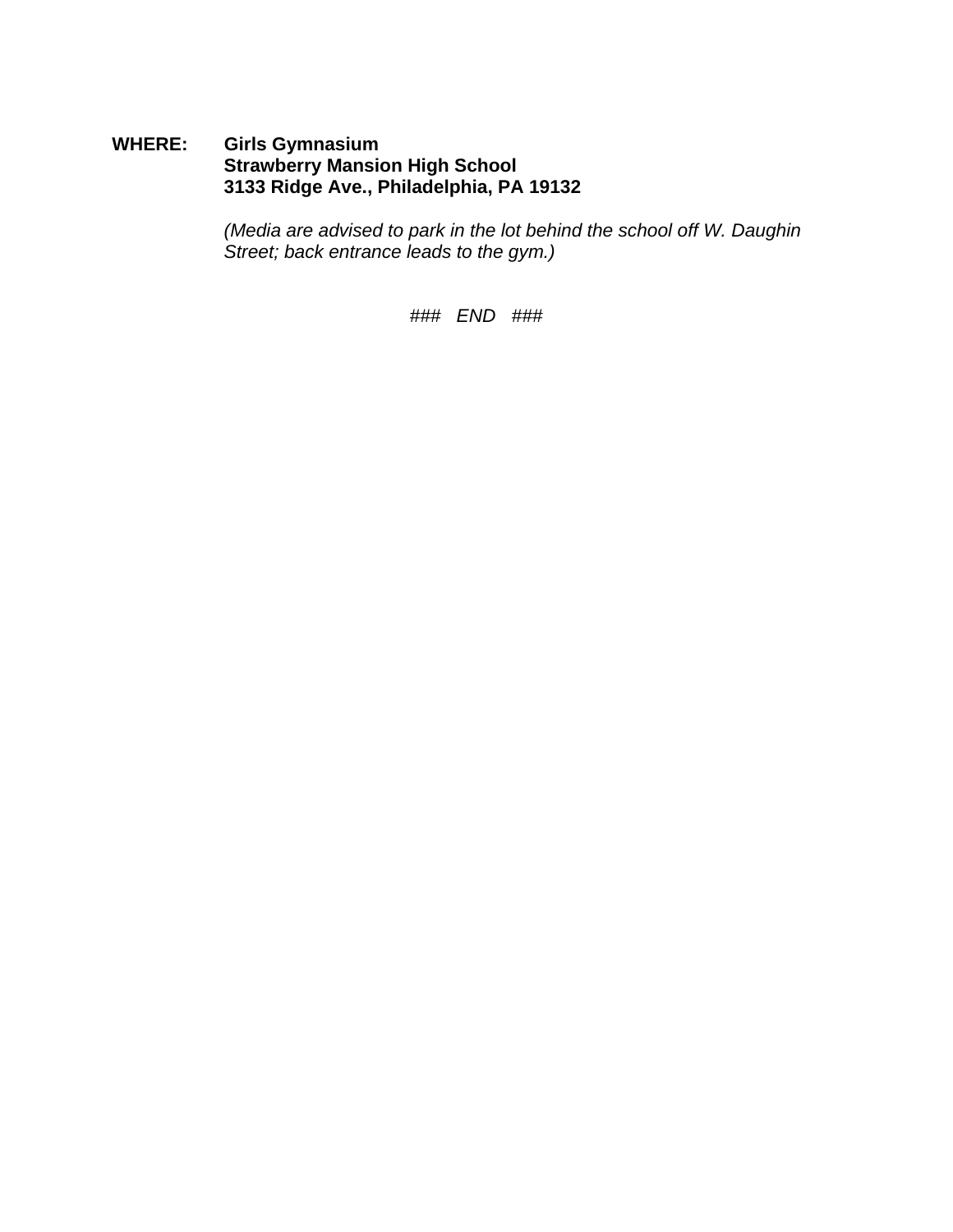**WHERE:** **Girls Gymnasium**
**Strawberry Mansion High School**
**3133 Ridge Ave., Philadelphia, PA 19132**

*(Media are advised to park in the lot behind the school off W. Daughin Street; back entrance leads to the gym.)*

*### END ###*